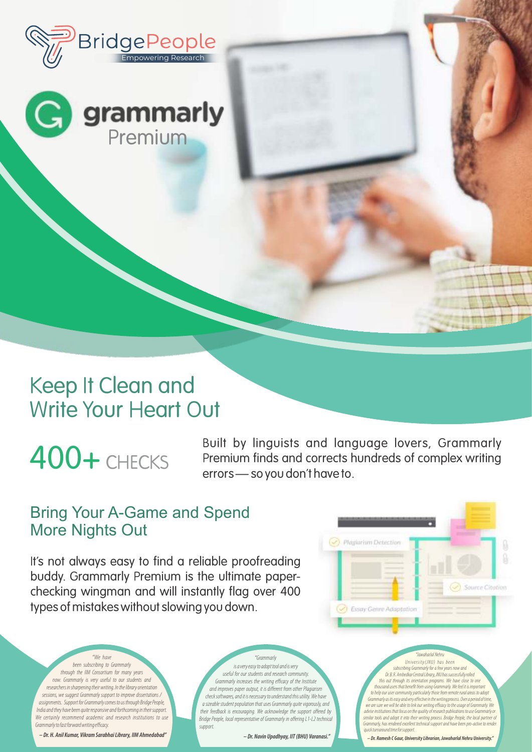BridgePeople
Empowering Research

grammarly
Premium

# Keep It Clean and Write Your Heart Out

## 400+ CHECKS

Built by linguists and language lovers, Grammarly Premium finds and corrects hundreds of complex writing errors — so you don't have to.

## Bring Your A-Game and Spend More Nights Out

It's not always easy to find a reliable proofreading buddy. Grammarly Premium is the ultimate paper-checking wingman and will instantly flag over 400 types of mistakes without slowing you down.

Plagiarism Detection

Source Citation

Essay Genre Adaptation

*"We have been subscribing to Grammarly through the IIM Consortium for many years now. Grammarly is very useful to our students and researchers in sharpening their writing. In the library orientation sessions, we suggest Grammarly support to improve dissertations / assignments. Support for Grammarly comes to us through Bridge People, India and they have been quite responsive and forthcoming in their support. We certainly recommend academic and research institutions to use Grammarly to fast forward writing efficacy.*

***– Dr. H. Anil Kumar, Vikram Sarabhai Library, IIM Ahmedabad"***

*"Grammarly is a very easy to adopt tool and is very useful for our students and research community. Grammarly increases the writing efficacy of the Institute and improves paper output, it is different from other Plagiarism check softwares, and it is necessary to understand this utility. We have a sizeable student population that uses Grammarly quite vigorously, and their feedback is encouraging. We acknowledge the support offered by Bridge People, local representative of Grammarly in offering L1-L2 technical support.*

***– Dr. Navin Upadhyay, IIT (BHU) Varanasi."***

*"Jawaharlal Nehru University (JNU) has been subscribing Grammarly for a few years now and Dr. B. R. Ambedkar Central Library, JNU has successfully rolled this out through its orientation programs. We have close to one thousand users that benefit from using Grammarly. We feel it is important to help our user community particularly those from remote rural areas to adopt Grammarly as its easy and very effective in the writing process. Over a period of time, we are sure we will be able to link our writing efficacy to the usage of Grammarly. We advise institutions that focus on the quality of research publications to use Grammarly or similar tools and adopt it into their writing process. Bridge People, the local partner of Grammarly, has rendered excellent technical support and have been pro-active to render quick turnaround time for support.*

***– Dr. Ramesh C Gaur, University Librarian, Jawaharlal Nehru University."***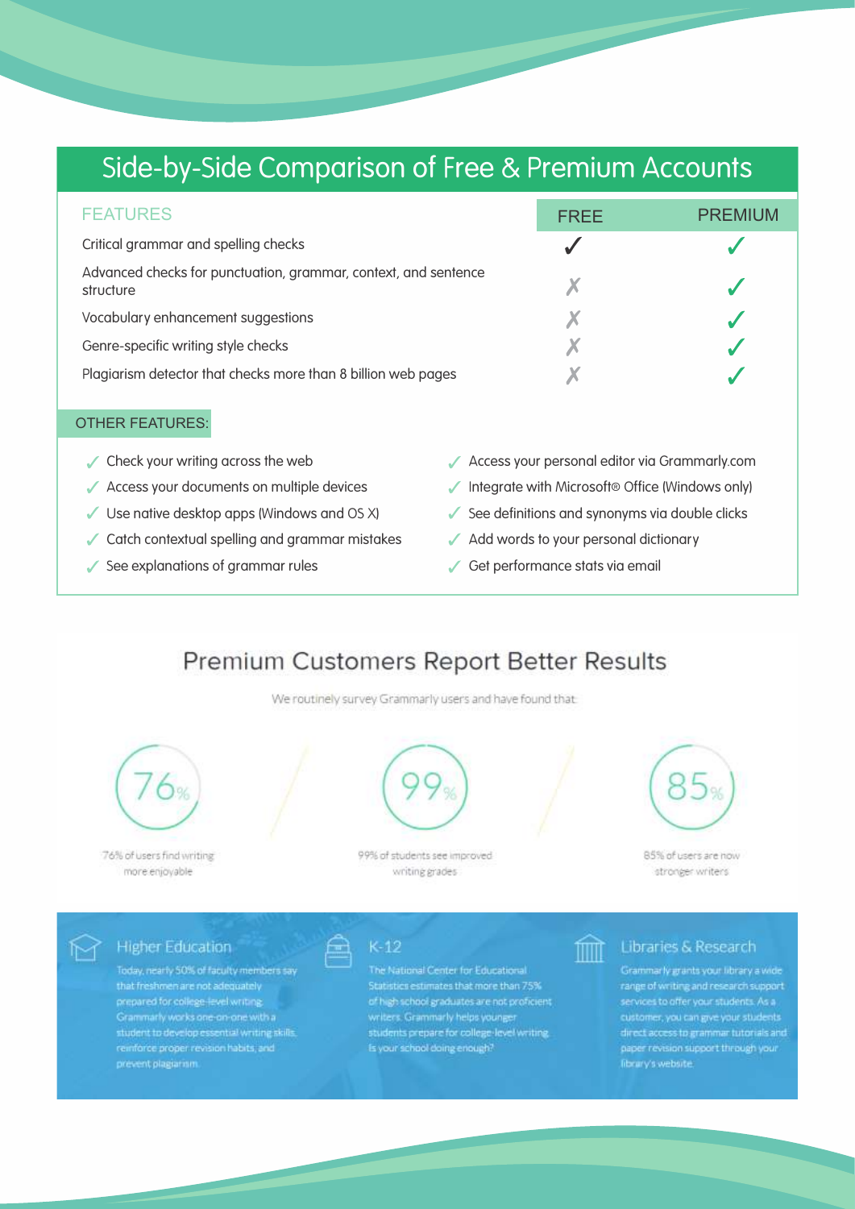# Side-by-Side Comparison of Free & Premium Accounts

| FEATURES | FREE | PREMIUM |
| --- | --- | --- |
| Critical grammar and spelling checks | ✓ | ✓ |
| Advanced checks for punctuation, grammar, context, and sentence structure | ✗ | ✓ |
| Vocabulary enhancement suggestions | ✗ | ✓ |
| Genre-specific writing style checks | ✗ | ✓ |
| Plagiarism detector that checks more than 8 billion web pages | ✗ | ✓ |

**OTHER FEATURES:**

- ✓ Check your writing across the web
- ✓ Access your documents on multiple devices
- ✓ Use native desktop apps (Windows and OS X)
- ✓ Catch contextual spelling and grammar mistakes
- ✓ See explanations of grammar rules
- ✓ Access your personal editor via Grammarly.com
- ✓ Integrate with Microsoft® Office (Windows only)
- ✓ See definitions and synonyms via double clicks
- ✓ Add words to your personal dictionary
- ✓ Get performance stats via email

## Premium Customers Report Better Results

We routinely survey Grammarly users and have found that:

**76%** — 76% of users find writing more enjoyable

**99%** — 99% of students see improved writing grades

**85%** — 85% of users are now stronger writers

### Higher Education

Today, nearly 50% of faculty members say that freshmen are not adequately prepared for college-level writing. Grammarly works one-on-one with a student to develop essential writing skills, reinforce proper revision habits, and prevent plagiarism.

### K-12

The National Center for Educational Statistics estimates that more than 75% of high school graduates are not proficient writers. Grammarly helps younger students prepare for college-level writing. Is your school doing enough?

### Libraries & Research

Grammarly grants your library a wide range of writing and research support services to offer your students. As a customer, you can give your students direct access to grammar tutorials and paper revision support through your library's website.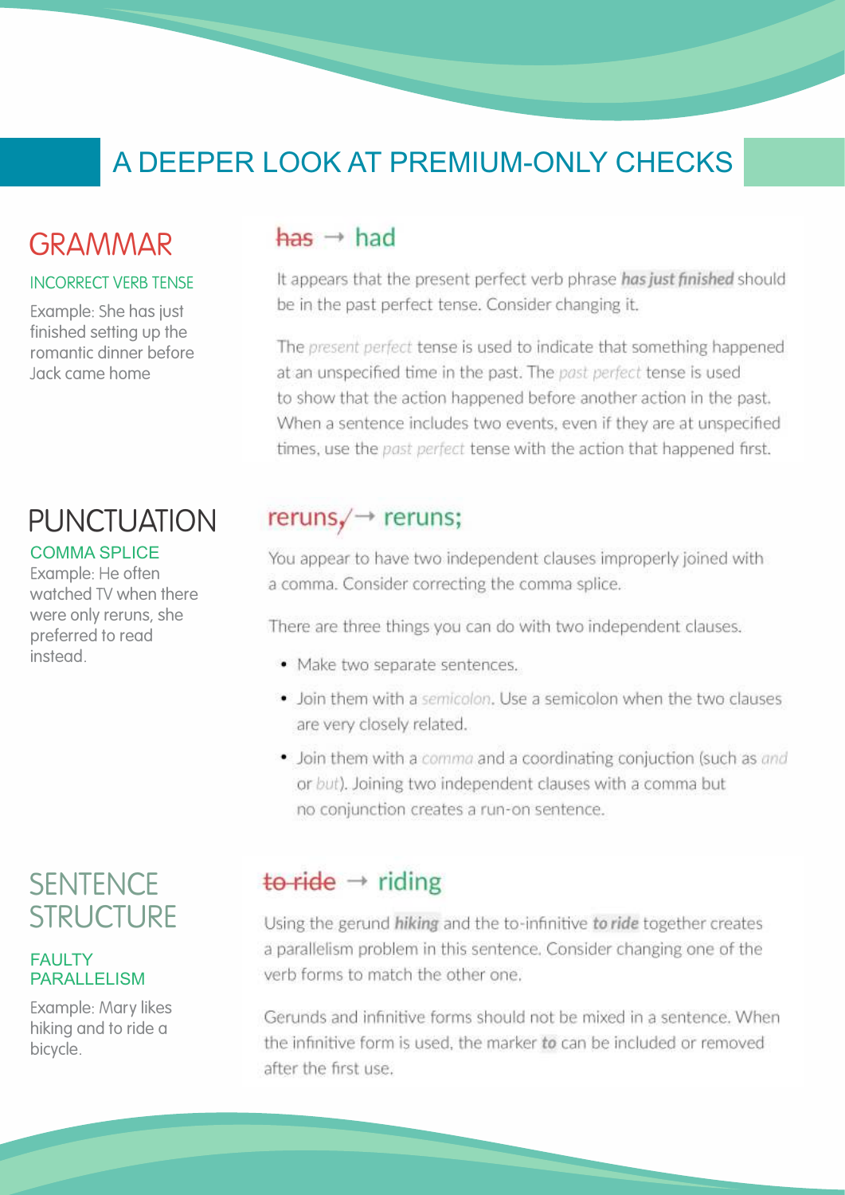# A DEEPER LOOK AT PREMIUM-ONLY CHECKS

## GRAMMAR

### INCORRECT VERB TENSE

Example: She has just finished setting up the romantic dinner before Jack came home

~~has~~ → had

It appears that the present perfect verb phrase ***has just finished*** should be in the past perfect tense. Consider changing it.

The *present perfect* tense is used to indicate that something happened at an unspecified time in the past. The *past perfect* tense is used to show that the action happened before another action in the past. When a sentence includes two events, even if they are at unspecified times, use the *past perfect* tense with the action that happened first.

## PUNCTUATION

### COMMA SPLICE

Example: He often watched TV when there were only reruns, she preferred to read instead.

reruns, → reruns;

You appear to have two independent clauses improperly joined with a comma. Consider correcting the comma splice.

There are three things you can do with two independent clauses.

- Make two separate sentences.
- Join them with a *semicolon*. Use a semicolon when the two clauses are very closely related.
- Join them with a *comma* and a coordinating conjuction (such as *and* or *but*). Joining two independent clauses with a comma but no conjunction creates a run-on sentence.

## SENTENCE STRUCTURE

### FAULTY PARALLELISM

Example: Mary likes hiking and to ride a bicycle.

~~to ride~~ → riding

Using the gerund ***hiking*** and the to-infinitive ***to ride*** together creates a parallelism problem in this sentence. Consider changing one of the verb forms to match the other one.

Gerunds and infinitive forms should not be mixed in a sentence. When the infinitive form is used, the marker ***to*** can be included or removed after the first use.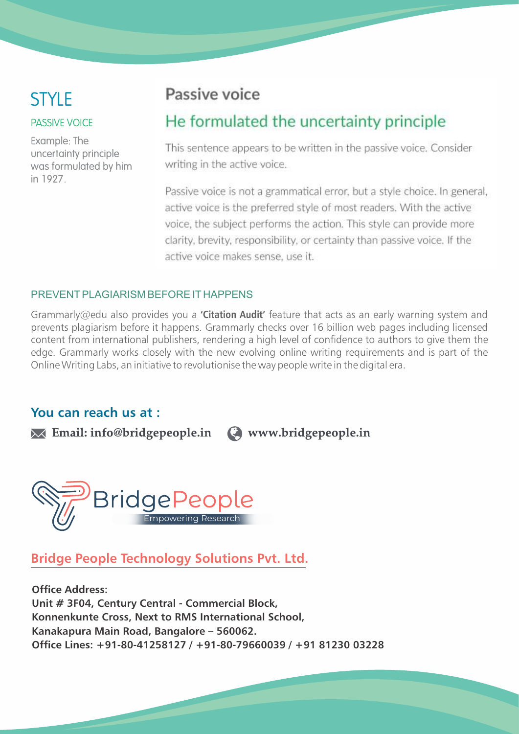## STYLE

PASSIVE VOICE

Example: The uncertainty principle was formulated by him in 1927.

### Passive voice

He formulated the uncertainty principle

This sentence appears to be written in the passive voice. Consider writing in the active voice.

Passive voice is not a grammatical error, but a style choice. In general, active voice is the preferred style of most readers. With the active voice, the subject performs the action. This style can provide more clarity, brevity, responsibility, or certainty than passive voice. If the active voice makes sense, use it.

### PREVENT PLAGIARISM BEFORE IT HAPPENS

Grammarly@edu also provides you a **'Citation Audit'** feature that acts as an early warning system and prevents plagiarism before it happens. Grammarly checks over 16 billion web pages including licensed content from international publishers, rendering a high level of confidence to authors to give them the edge. Grammarly works closely with the new evolving online writing requirements and is part of the Online Writing Labs, an initiative to revolutionise the way people write in the digital era.

### You can reach us at :

**Email: info@bridgepeople.in** **www.bridgepeople.in**

BridgePeople
Empowering Research

## Bridge People Technology Solutions Pvt. Ltd.

**Office Address:**
**Unit # 3F04, Century Central - Commercial Block,**
**Konnenkunte Cross, Next to RMS International School,**
**Kanakapura Main Road, Bangalore – 560062.**
**Office Lines: +91-80-41258127 / +91-80-79660039 / +91 81230 03228**